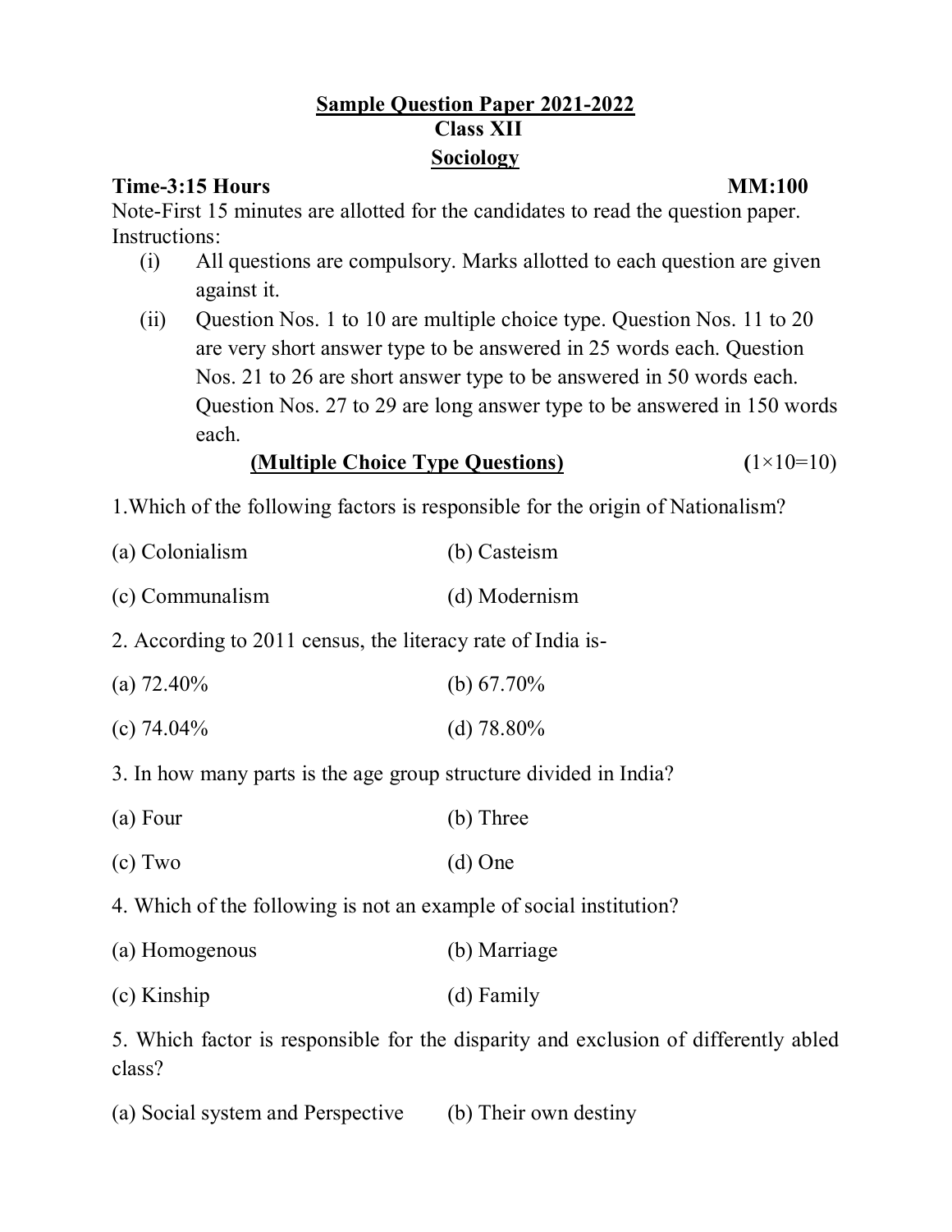# Sample Question Paper 2021-2022

## Class XII

## Sociology

**Time-3:15 Hours** **MM:100**

Note-First 15 minutes are allotted for the candidates to read the question paper.

Instructions:

(i) All questions are compulsory. Marks allotted to each question are given against it.

(ii) Question Nos. 1 to 10 are multiple choice type. Question Nos. 11 to 20 are very short answer type to be answered in 25 words each. Question Nos. 21 to 26 are short answer type to be answered in 50 words each. Question Nos. 27 to 29 are long answer type to be answered in 150 words each.

**(Multiple Choice Type Questions)** (1×10=10)

1.Which of the following factors is responsible for the origin of Nationalism?

(a) Colonialism (b) Casteism

(c) Communalism (d) Modernism

2. According to 2011 census, the literacy rate of India is-

(a) 72.40% (b) 67.70%

(c) 74.04% (d) 78.80%

3. In how many parts is the age group structure divided in India?

(a) Four (b) Three

(c) Two (d) One

4. Which of the following is not an example of social institution?

(a) Homogenous (b) Marriage

(c) Kinship (d) Family

5. Which factor is responsible for the disparity and exclusion of differently abled class?

(a) Social system and Perspective (b) Their own destiny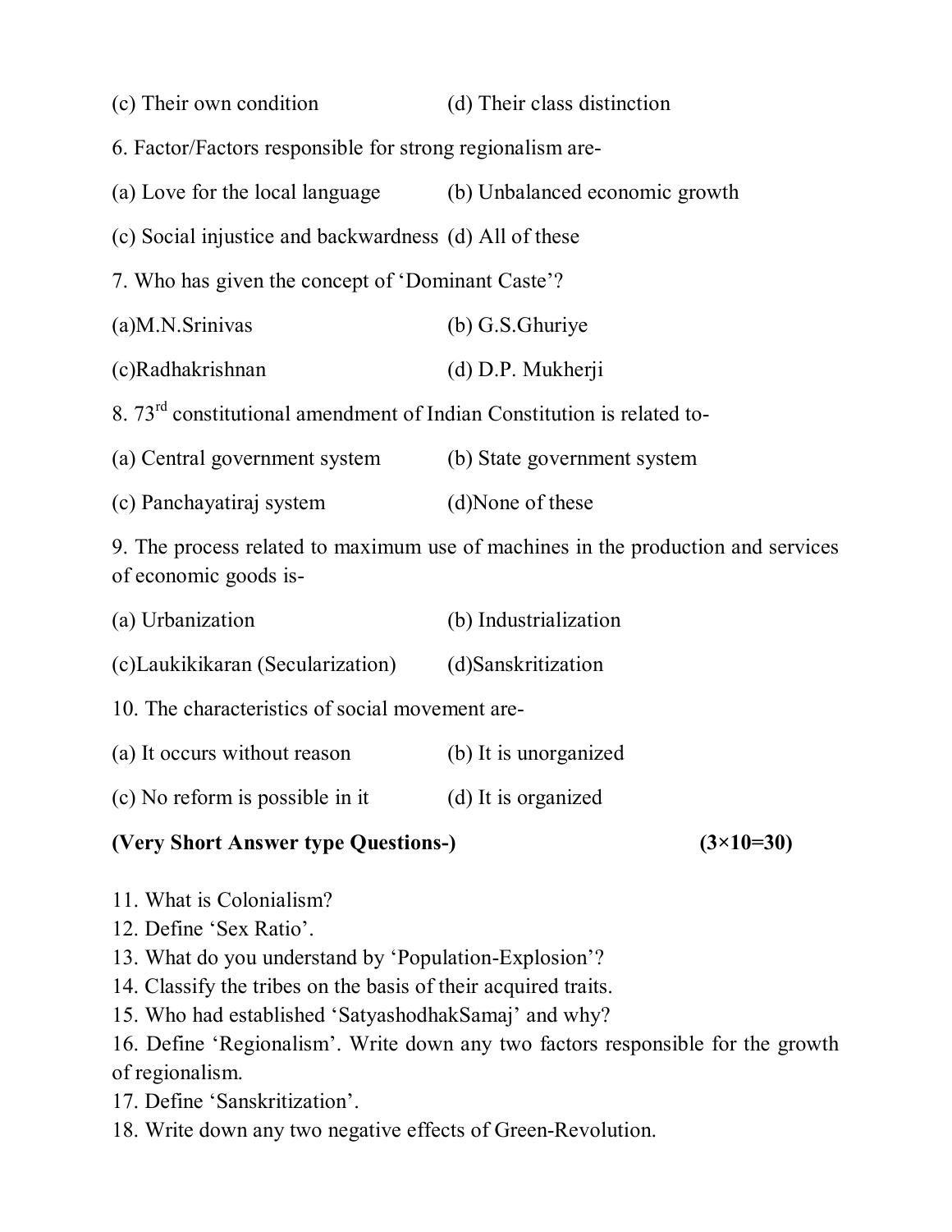(c) Their own condition (d) Their class distinction

6. Factor/Factors responsible for strong regionalism are-

(a) Love for the local language (b) Unbalanced economic growth

(c) Social injustice and backwardness (d) All of these

7. Who has given the concept of 'Dominant Caste'?

(a)M.N.Srinivas (b) G.S.Ghuriye

(c)Radhakrishnan (d) D.P. Mukherji

8. 73rd constitutional amendment of Indian Constitution is related to-

(a) Central government system (b) State government system

(c) Panchayatiraj system (d)None of these

9. The process related to maximum use of machines in the production and services of economic goods is-

(a) Urbanization (b) Industrialization

(c)Laukikikaran (Secularization) (d)Sanskritization

10. The characteristics of social movement are-

(a) It occurs without reason (b) It is unorganized

(c) No reform is possible in it (d) It is organized

**(Very Short Answer type Questions-) (3×10=30)**

11. What is Colonialism?
12. Define 'Sex Ratio'.
13. What do you understand by 'Population-Explosion'?
14. Classify the tribes on the basis of their acquired traits.
15. Who had established 'SatyashodhakSamaj' and why?
16. Define 'Regionalism'. Write down any two factors responsible for the growth of regionalism.
17. Define 'Sanskritization'.
18. Write down any two negative effects of Green-Revolution.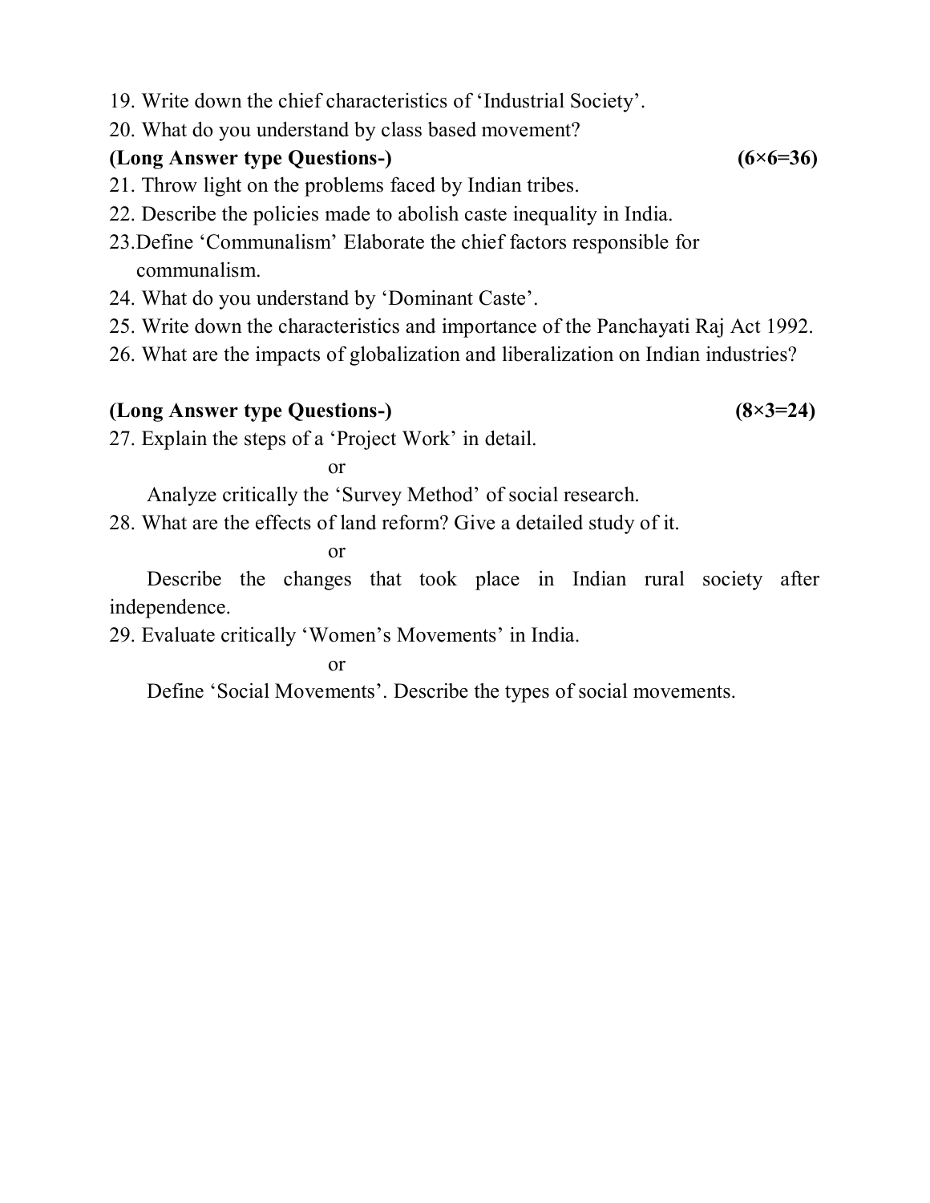19. Write down the chief characteristics of 'Industrial Society'.
20. What do you understand by class based movement?

**(Long Answer type Questions-)** **(6×6=36)**

21. Throw light on the problems faced by Indian tribes.
22. Describe the policies made to abolish caste inequality in India.
23. Define 'Communalism' Elaborate the chief factors responsible for communalism.
24. What do you understand by 'Dominant Caste'.
25. Write down the characteristics and importance of the Panchayati Raj Act 1992.
26. What are the impacts of globalization and liberalization on Indian industries?

**(Long Answer type Questions-)** **(8×3=24)**

27. Explain the steps of a 'Project Work' in detail.

or

Analyze critically the 'Survey Method' of social research.

28. What are the effects of land reform? Give a detailed study of it.

or

Describe the changes that took place in Indian rural society after independence.

29. Evaluate critically 'Women's Movements' in India.

or

Define 'Social Movements'. Describe the types of social movements.